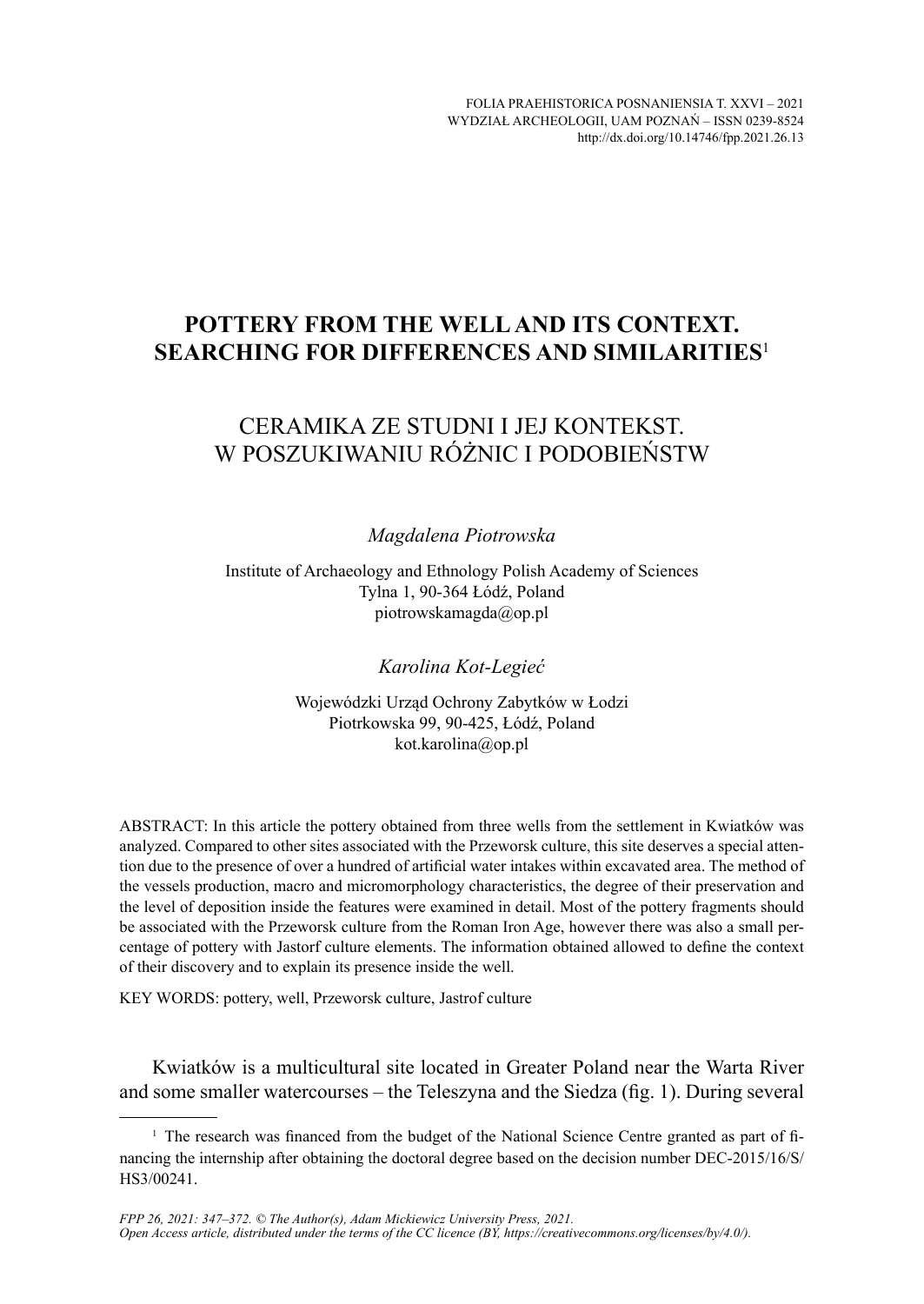# POTTERY FROM THE WELL AND ITS CONTEXT. SEARCHING FOR DIFFERENCES AND SIMILARITIES[1]

## CERAMIKA ZE STUDNI I JEJ KONTEKST. W POSZUKIWANIU RÓŻNIC I PODOBIEŃSTW

*Magdalena Piotrowska*

Institute of Archaeology and Ethnology Polish Academy of Sciences
Tylna 1, 90-364 Łódź, Poland
piotrowskamagda@op.pl

*Karolina Kot-Legieć*

Wojewódzki Urząd Ochrony Zabytków w Łodzi
Piotrkowska 99, 90-425, Łódź, Poland
kot.karolina@op.pl

ABSTRACT: In this article the pottery obtained from three wells from the settlement in Kwiatków was analyzed. Compared to other sites associated with the Przeworsk culture, this site deserves a special attention due to the presence of over a hundred of artificial water intakes within excavated area. The method of the vessels production, macro and micromorphology characteristics, the degree of their preservation and the level of deposition inside the features were examined in detail. Most of the pottery fragments should be associated with the Przeworsk culture from the Roman Iron Age, however there was also a small percentage of pottery with Jastorf culture elements. The information obtained allowed to define the context of their discovery and to explain its presence inside the well.

KEY WORDS: pottery, well, Przeworsk culture, Jastrof culture

Kwiatków is a multicultural site located in Greater Poland near the Warta River and some smaller watercourses – the Teleszyna and the Siedza (fig. 1). During several

[1] The research was financed from the budget of the National Science Centre granted as part of financing the internship after obtaining the doctoral degree based on the decision number DEC-2015/16/S/HS3/00241.

*FPP 26, 2021: 347–372. © The Author(s), Adam Mickiewicz University Press, 2021.*
*Open Access article, distributed under the terms of the CC licence (BY, https://creativecommons.org/licenses/by/4.0/).*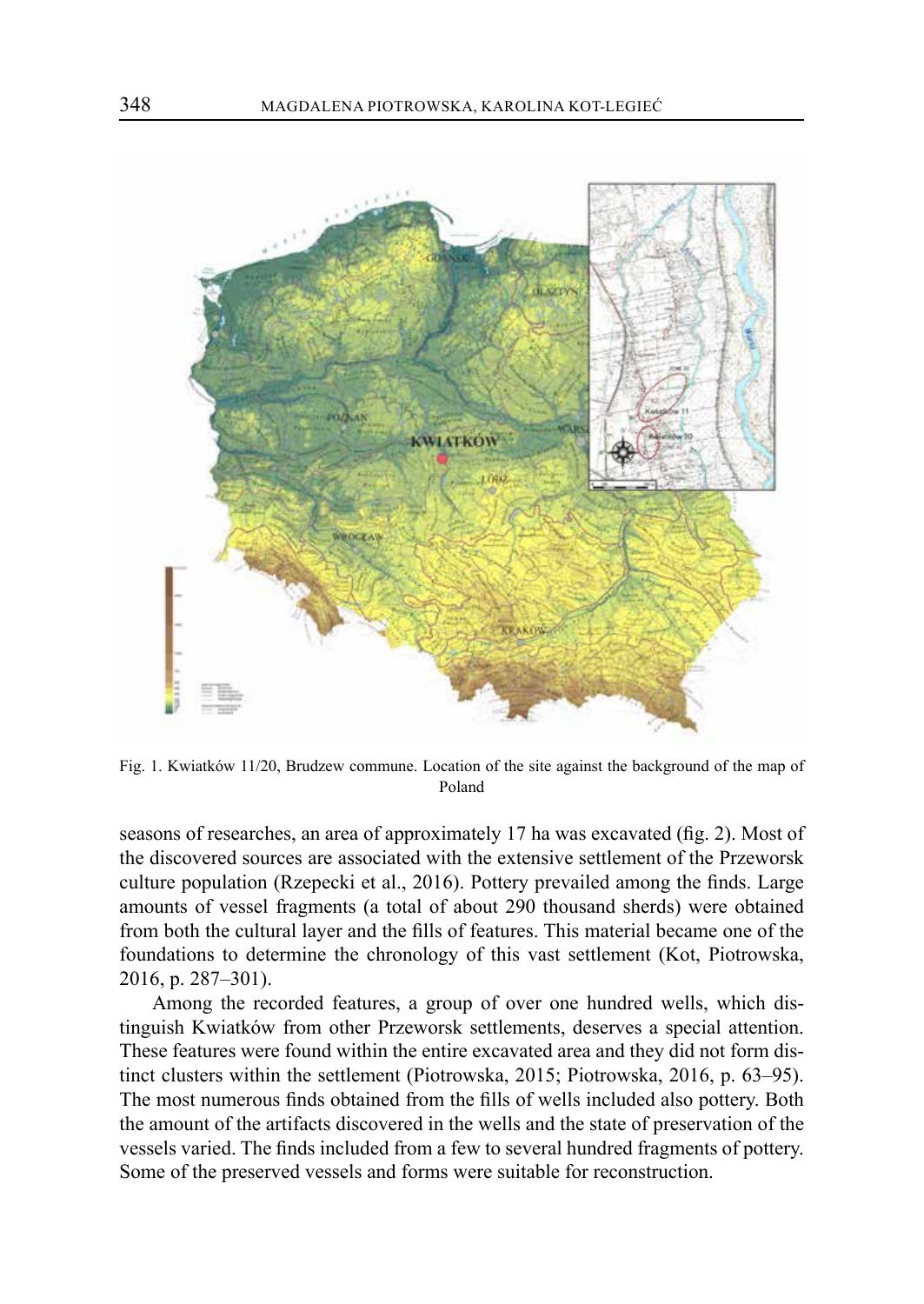Fig. 1. Kwiatków 11/20, Brudzew commune. Location of the site against the background of the map of Poland

seasons of researches, an area of approximately 17 ha was excavated (fig. 2). Most of the discovered sources are associated with the extensive settlement of the Przeworsk culture population (Rzepecki et al., 2016). Pottery prevailed among the finds. Large amounts of vessel fragments (a total of about 290 thousand sherds) were obtained from both the cultural layer and the fills of features. This material became one of the foundations to determine the chronology of this vast settlement (Kot, Piotrowska, 2016, p. 287–301).

Among the recorded features, a group of over one hundred wells, which distinguish Kwiatków from other Przeworsk settlements, deserves a special attention. These features were found within the entire excavated area and they did not form distinct clusters within the settlement (Piotrowska, 2015; Piotrowska, 2016, p. 63–95). The most numerous finds obtained from the fills of wells included also pottery. Both the amount of the artifacts discovered in the wells and the state of preservation of the vessels varied. The finds included from a few to several hundred fragments of pottery. Some of the preserved vessels and forms were suitable for reconstruction.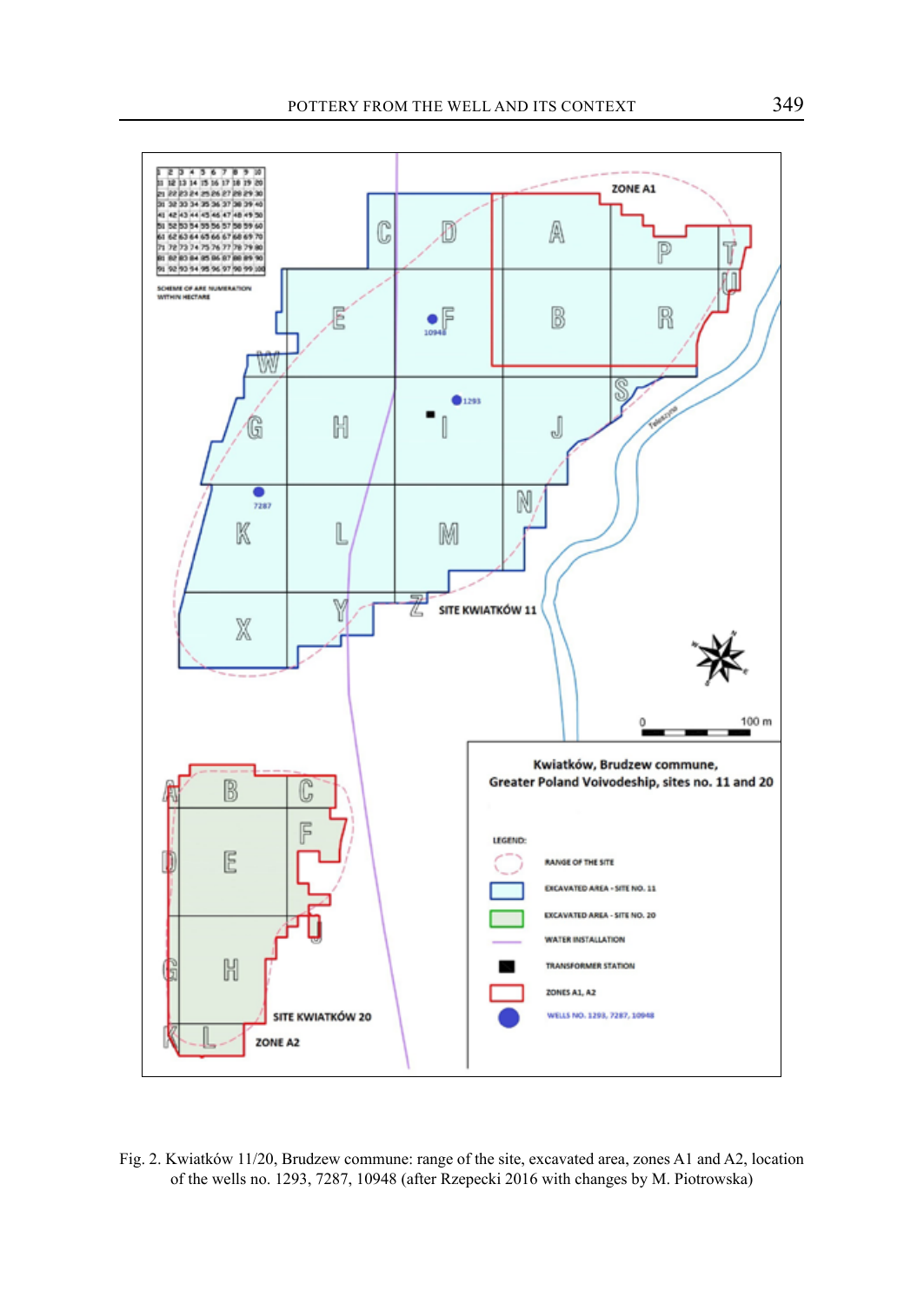Fig. 2. Kwiatków 11/20, Brudzew commune: range of the site, excavated area, zones A1 and A2, location of the wells no. 1293, 7287, 10948 (after Rzepecki 2016 with changes by M. Piotrowska)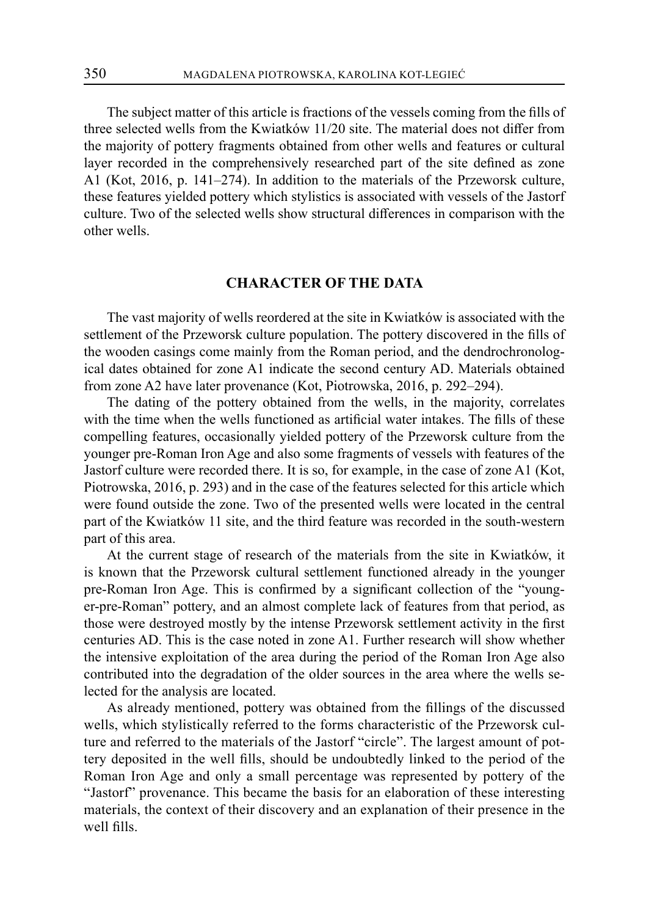The subject matter of this article is fractions of the vessels coming from the fills of three selected wells from the Kwiatków 11/20 site. The material does not differ from the majority of pottery fragments obtained from other wells and features or cultural layer recorded in the comprehensively researched part of the site defined as zone A1 (Kot, 2016, p. 141–274). In addition to the materials of the Przeworsk culture, these features yielded pottery which stylistics is associated with vessels of the Jastorf culture. Two of the selected wells show structural differences in comparison with the other wells.

## CHARACTER OF THE DATA

The vast majority of wells reordered at the site in Kwiatków is associated with the settlement of the Przeworsk culture population. The pottery discovered in the fills of the wooden casings come mainly from the Roman period, and the dendrochronological dates obtained for zone A1 indicate the second century AD. Materials obtained from zone A2 have later provenance (Kot, Piotrowska, 2016, p. 292–294).

The dating of the pottery obtained from the wells, in the majority, correlates with the time when the wells functioned as artificial water intakes. The fills of these compelling features, occasionally yielded pottery of the Przeworsk culture from the younger pre-Roman Iron Age and also some fragments of vessels with features of the Jastorf culture were recorded there. It is so, for example, in the case of zone A1 (Kot, Piotrowska, 2016, p. 293) and in the case of the features selected for this article which were found outside the zone. Two of the presented wells were located in the central part of the Kwiatków 11 site, and the third feature was recorded in the south-western part of this area.

At the current stage of research of the materials from the site in Kwiatków, it is known that the Przeworsk cultural settlement functioned already in the younger pre-Roman Iron Age. This is confirmed by a significant collection of the "younger-pre-Roman" pottery, and an almost complete lack of features from that period, as those were destroyed mostly by the intense Przeworsk settlement activity in the first centuries AD. This is the case noted in zone A1. Further research will show whether the intensive exploitation of the area during the period of the Roman Iron Age also contributed into the degradation of the older sources in the area where the wells selected for the analysis are located.

As already mentioned, pottery was obtained from the fillings of the discussed wells, which stylistically referred to the forms characteristic of the Przeworsk culture and referred to the materials of the Jastorf "circle". The largest amount of pottery deposited in the well fills, should be undoubtedly linked to the period of the Roman Iron Age and only a small percentage was represented by pottery of the "Jastorf" provenance. This became the basis for an elaboration of these interesting materials, the context of their discovery and an explanation of their presence in the well fills.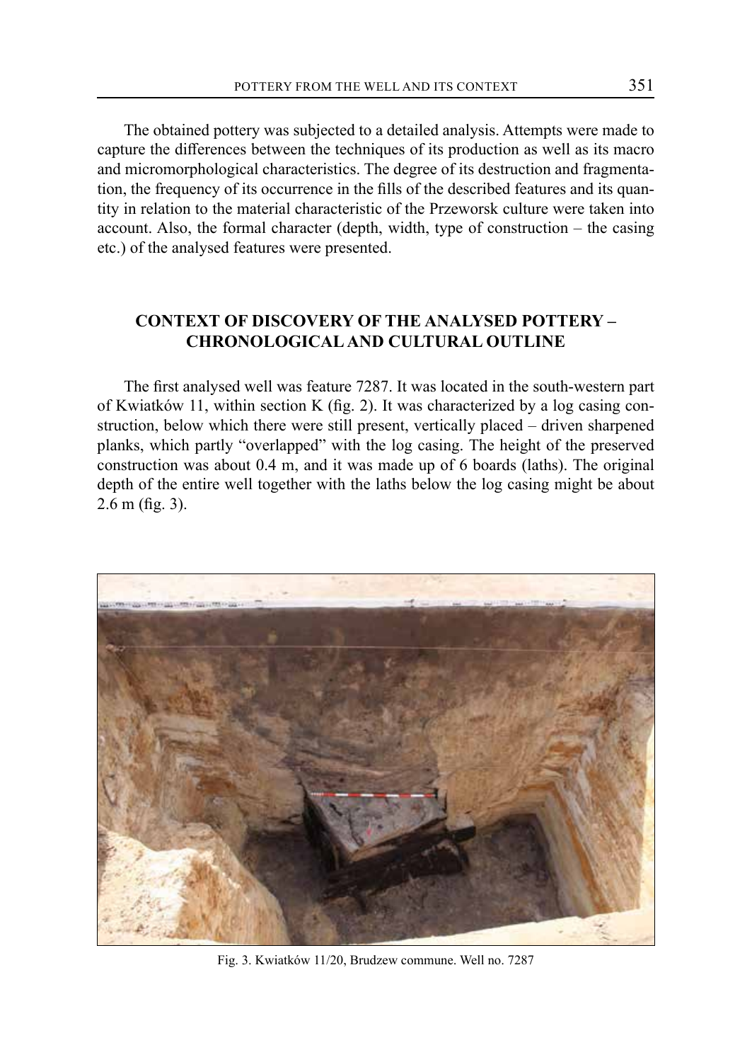The obtained pottery was subjected to a detailed analysis. Attempts were made to capture the differences between the techniques of its production as well as its macro and micromorphological characteristics. The degree of its destruction and fragmentation, the frequency of its occurrence in the fills of the described features and its quantity in relation to the material characteristic of the Przeworsk culture were taken into account. Also, the formal character (depth, width, type of construction – the casing etc.) of the analysed features were presented.

## CONTEXT OF DISCOVERY OF THE ANALYSED POTTERY – CHRONOLOGICAL AND CULTURAL OUTLINE

The first analysed well was feature 7287. It was located in the south-western part of Kwiatków 11, within section K (fig. 2). It was characterized by a log casing construction, below which there were still present, vertically placed – driven sharpened planks, which partly "overlapped" with the log casing. The height of the preserved construction was about 0.4 m, and it was made up of 6 boards (laths). The original depth of the entire well together with the laths below the log casing might be about 2.6 m (fig. 3).

Fig. 3. Kwiatków 11/20, Brudzew commune. Well no. 7287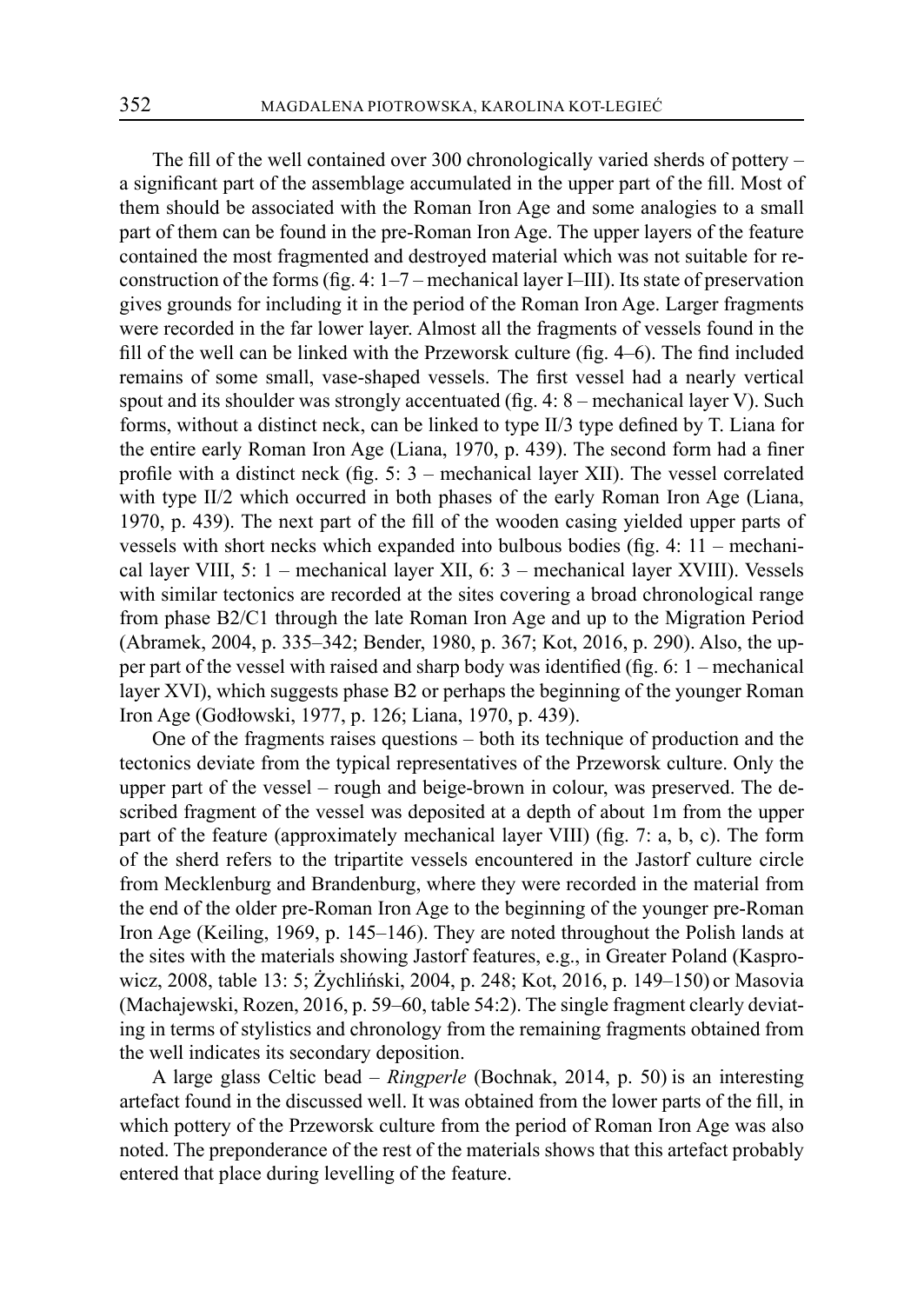The fill of the well contained over 300 chronologically varied sherds of pottery – a significant part of the assemblage accumulated in the upper part of the fill. Most of them should be associated with the Roman Iron Age and some analogies to a small part of them can be found in the pre-Roman Iron Age. The upper layers of the feature contained the most fragmented and destroyed material which was not suitable for reconstruction of the forms (fig. 4: 1–7 – mechanical layer I–III). Its state of preservation gives grounds for including it in the period of the Roman Iron Age. Larger fragments were recorded in the far lower layer. Almost all the fragments of vessels found in the fill of the well can be linked with the Przeworsk culture (fig. 4–6). The find included remains of some small, vase-shaped vessels. The first vessel had a nearly vertical spout and its shoulder was strongly accentuated (fig. 4: 8 – mechanical layer V). Such forms, without a distinct neck, can be linked to type II/3 type defined by T. Liana for the entire early Roman Iron Age (Liana, 1970, p. 439). The second form had a finer profile with a distinct neck (fig. 5: 3 – mechanical layer XII). The vessel correlated with type II/2 which occurred in both phases of the early Roman Iron Age (Liana, 1970, p. 439). The next part of the fill of the wooden casing yielded upper parts of vessels with short necks which expanded into bulbous bodies (fig. 4: 11 – mechanical layer VIII, 5: 1 – mechanical layer XII, 6: 3 – mechanical layer XVIII). Vessels with similar tectonics are recorded at the sites covering a broad chronological range from phase B2/C1 through the late Roman Iron Age and up to the Migration Period (Abramek, 2004, p. 335–342; Bender, 1980, p. 367; Kot, 2016, p. 290). Also, the upper part of the vessel with raised and sharp body was identified (fig. 6: 1 – mechanical layer XVI), which suggests phase B2 or perhaps the beginning of the younger Roman Iron Age (Godłowski, 1977, p. 126; Liana, 1970, p. 439).

One of the fragments raises questions – both its technique of production and the tectonics deviate from the typical representatives of the Przeworsk culture. Only the upper part of the vessel – rough and beige-brown in colour, was preserved. The described fragment of the vessel was deposited at a depth of about 1m from the upper part of the feature (approximately mechanical layer VIII) (fig. 7: a, b, c). The form of the sherd refers to the tripartite vessels encountered in the Jastorf culture circle from Mecklenburg and Brandenburg, where they were recorded in the material from the end of the older pre-Roman Iron Age to the beginning of the younger pre-Roman Iron Age (Keiling, 1969, p. 145–146). They are noted throughout the Polish lands at the sites with the materials showing Jastorf features, e.g., in Greater Poland (Kasprowicz, 2008, table 13: 5; Żychliński, 2004, p. 248; Kot, 2016, p. 149–150) or Masovia (Machajewski, Rozen, 2016, p. 59–60, table 54:2). The single fragment clearly deviating in terms of stylistics and chronology from the remaining fragments obtained from the well indicates its secondary deposition.

A large glass Celtic bead – *Ringperle* (Bochnak, 2014, p. 50) is an interesting artefact found in the discussed well. It was obtained from the lower parts of the fill, in which pottery of the Przeworsk culture from the period of Roman Iron Age was also noted. The preponderance of the rest of the materials shows that this artefact probably entered that place during levelling of the feature.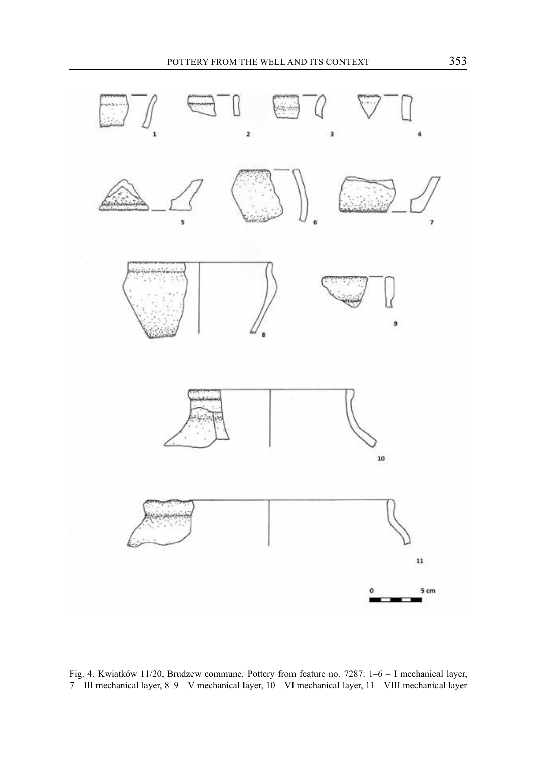Fig. 4. Kwiatków 11/20, Brudzew commune. Pottery from feature no. 7287: 1–6 – I mechanical layer, 7 – III mechanical layer, 8–9 – V mechanical layer, 10 – VI mechanical layer, 11 – VIII mechanical layer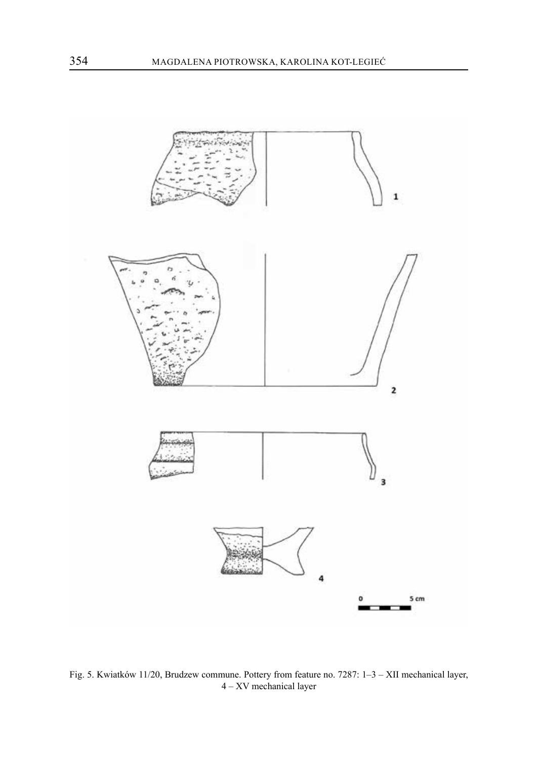Fig. 5. Kwiatków 11/20, Brudzew commune. Pottery from feature no. 7287: 1–3 – XII mechanical layer, 4 – XV mechanical layer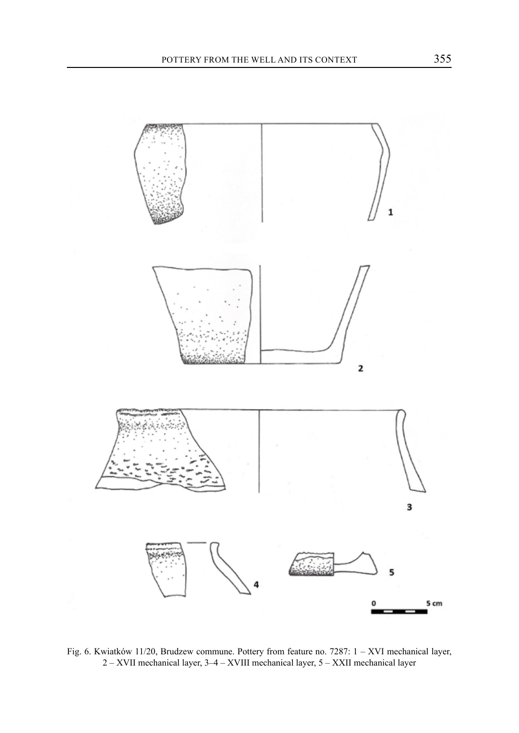Fig. 6. Kwiatków 11/20, Brudzew commune. Pottery from feature no. 7287: 1 – XVI mechanical layer, 2 – XVII mechanical layer, 3–4 – XVIII mechanical layer, 5 – XXII mechanical layer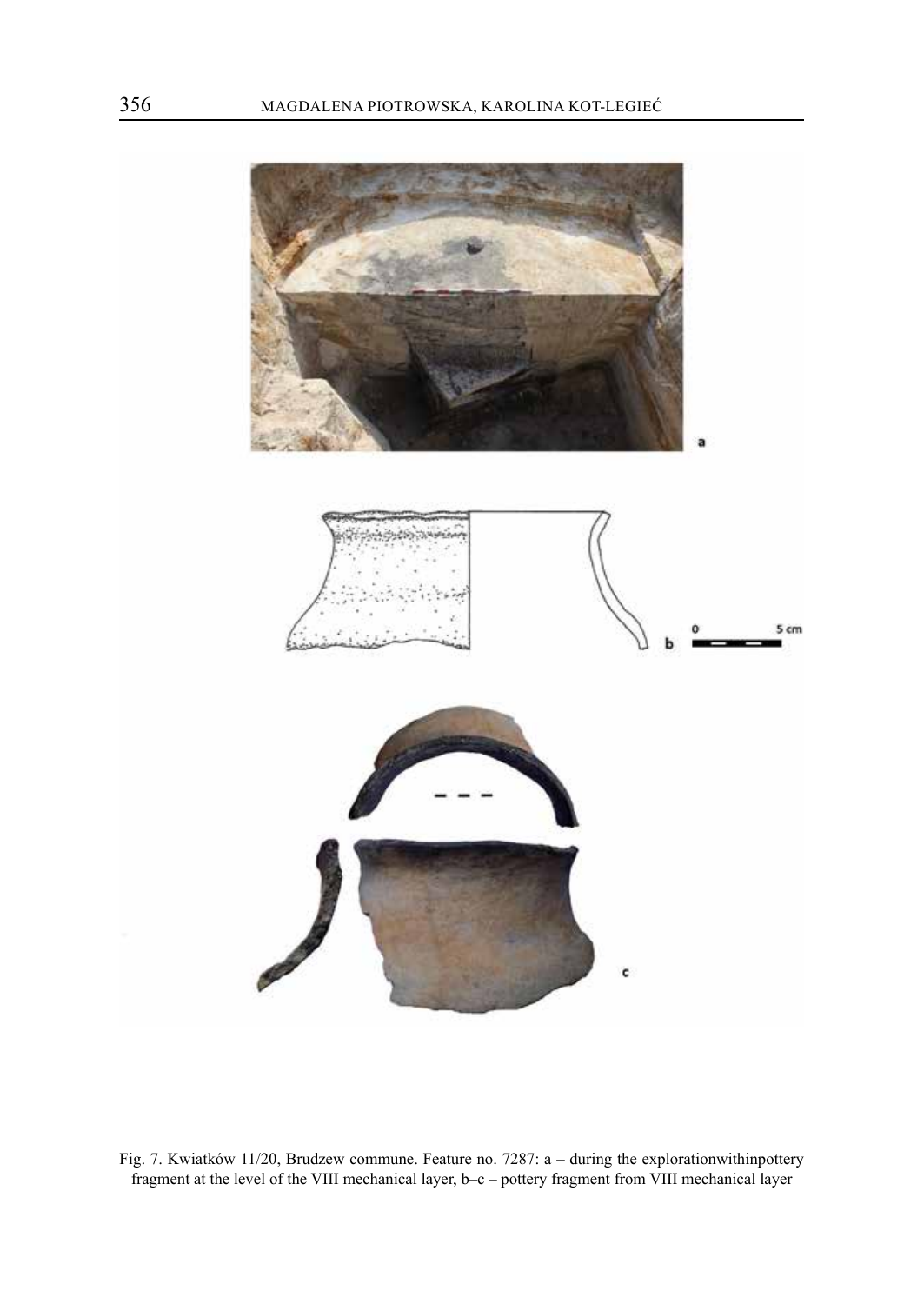Fig. 7. Kwiatków 11/20, Brudzew commune. Feature no. 7287: a – during the explorationwithinpottery fragment at the level of the VIII mechanical layer, b–c – pottery fragment from VIII mechanical layer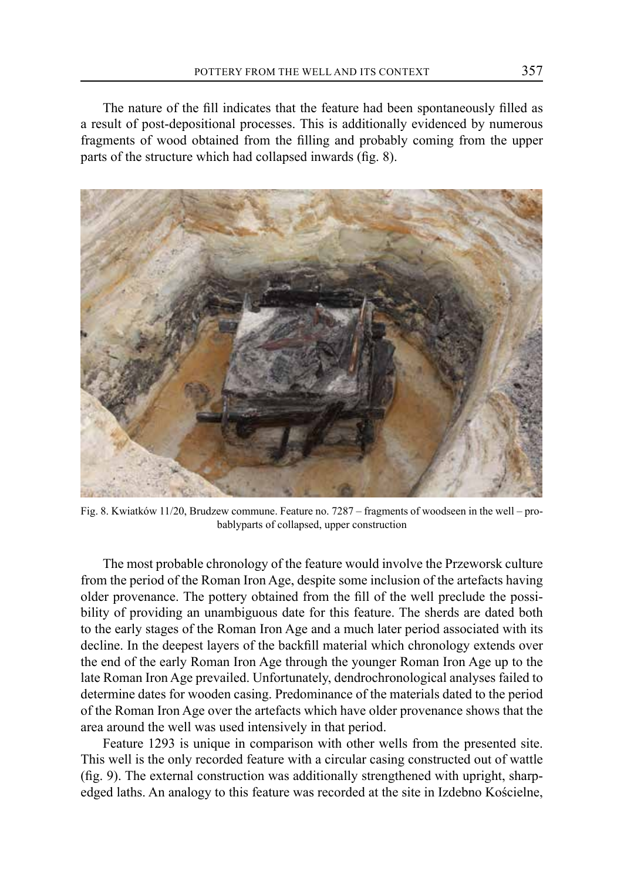The nature of the fill indicates that the feature had been spontaneously filled as a result of post-depositional processes. This is additionally evidenced by numerous fragments of wood obtained from the filling and probably coming from the upper parts of the structure which had collapsed inwards (fig. 8).

Fig. 8. Kwiatków 11/20, Brudzew commune. Feature no. 7287 – fragments of woodseen in the well – probablyparts of collapsed, upper construction

The most probable chronology of the feature would involve the Przeworsk culture from the period of the Roman Iron Age, despite some inclusion of the artefacts having older provenance. The pottery obtained from the fill of the well preclude the possibility of providing an unambiguous date for this feature. The sherds are dated both to the early stages of the Roman Iron Age and a much later period associated with its decline. In the deepest layers of the backfill material which chronology extends over the end of the early Roman Iron Age through the younger Roman Iron Age up to the late Roman Iron Age prevailed. Unfortunately, dendrochronological analyses failed to determine dates for wooden casing. Predominance of the materials dated to the period of the Roman Iron Age over the artefacts which have older provenance shows that the area around the well was used intensively in that period.

Feature 1293 is unique in comparison with other wells from the presented site. This well is the only recorded feature with a circular casing constructed out of wattle (fig. 9). The external construction was additionally strengthened with upright, sharp-edged laths. An analogy to this feature was recorded at the site in Izdebno Kościelne,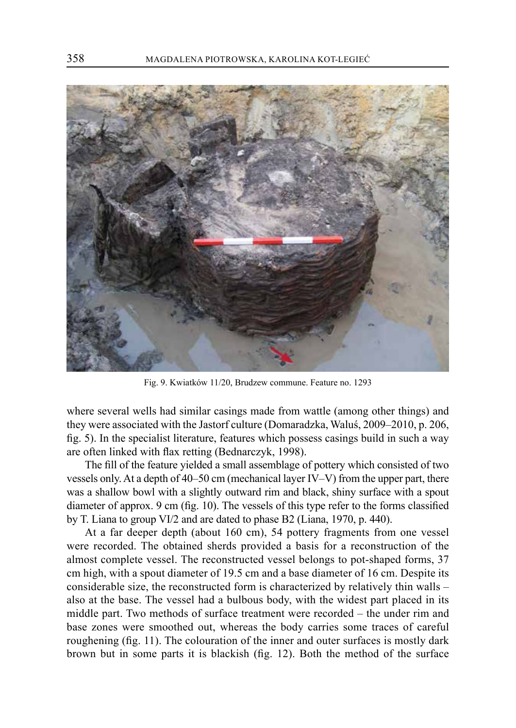Fig. 9. Kwiatków 11/20, Brudzew commune. Feature no. 1293

where several wells had similar casings made from wattle (among other things) and they were associated with the Jastorf culture (Domaradzka, Waluś, 2009–2010, p. 206, fig. 5). In the specialist literature, features which possess casings build in such a way are often linked with flax retting (Bednarczyk, 1998).

The fill of the feature yielded a small assemblage of pottery which consisted of two vessels only. At a depth of 40–50 cm (mechanical layer IV–V) from the upper part, there was a shallow bowl with a slightly outward rim and black, shiny surface with a spout diameter of approx. 9 cm (fig. 10). The vessels of this type refer to the forms classified by T. Liana to group VI/2 and are dated to phase B2 (Liana, 1970, p. 440).

At a far deeper depth (about 160 cm), 54 pottery fragments from one vessel were recorded. The obtained sherds provided a basis for a reconstruction of the almost complete vessel. The reconstructed vessel belongs to pot-shaped forms, 37 cm high, with a spout diameter of 19.5 cm and a base diameter of 16 cm. Despite its considerable size, the reconstructed form is characterized by relatively thin walls – also at the base. The vessel had a bulbous body, with the widest part placed in its middle part. Two methods of surface treatment were recorded – the under rim and base zones were smoothed out, whereas the body carries some traces of careful roughening (fig. 11). The colouration of the inner and outer surfaces is mostly dark brown but in some parts it is blackish (fig. 12). Both the method of the surface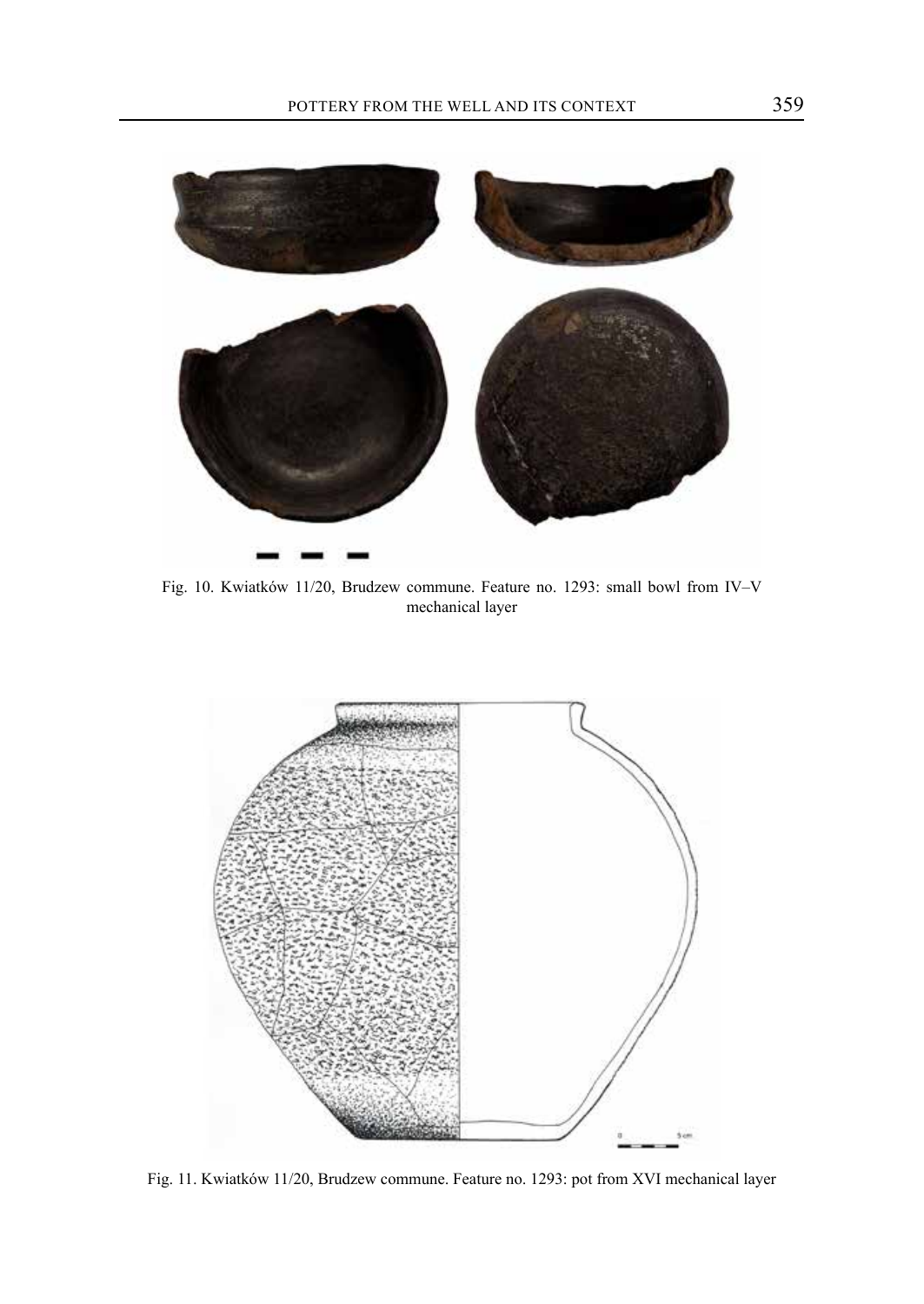Fig. 10. Kwiatków 11/20, Brudzew commune. Feature no. 1293: small bowl from IV–V mechanical layer

Fig. 11. Kwiatków 11/20, Brudzew commune. Feature no. 1293: pot from XVI mechanical layer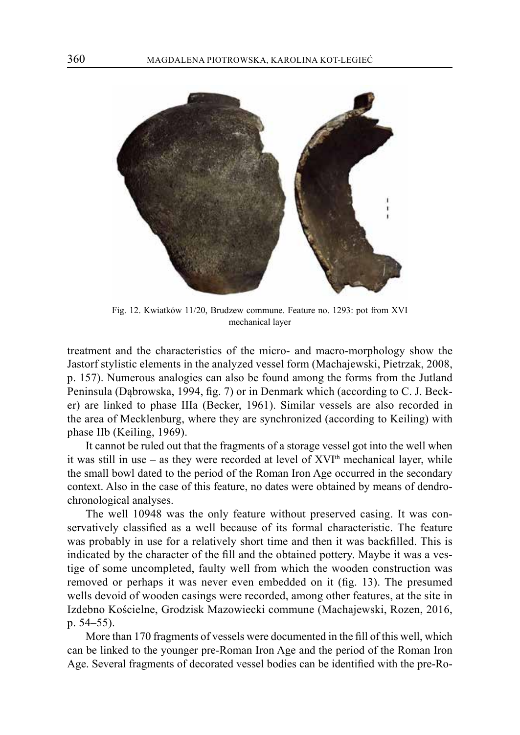Fig. 12. Kwiatków 11/20, Brudzew commune. Feature no. 1293: pot from XVI mechanical layer

treatment and the characteristics of the micro- and macro-morphology show the Jastorf stylistic elements in the analyzed vessel form (Machajewski, Pietrzak, 2008, p. 157). Numerous analogies can also be found among the forms from the Jutland Peninsula (Dąbrowska, 1994, fig. 7) or in Denmark which (according to C. J. Becker) are linked to phase IIIa (Becker, 1961). Similar vessels are also recorded in the area of Mecklenburg, where they are synchronized (according to Keiling) with phase IIb (Keiling, 1969).

It cannot be ruled out that the fragments of a storage vessel got into the well when it was still in use – as they were recorded at level of XVI[th] mechanical layer, while the small bowl dated to the period of the Roman Iron Age occurred in the secondary context. Also in the case of this feature, no dates were obtained by means of dendrochronological analyses.

The well 10948 was the only feature without preserved casing. It was conservatively classified as a well because of its formal characteristic. The feature was probably in use for a relatively short time and then it was backfilled. This is indicated by the character of the fill and the obtained pottery. Maybe it was a vestige of some uncompleted, faulty well from which the wooden construction was removed or perhaps it was never even embedded on it (fig. 13). The presumed wells devoid of wooden casings were recorded, among other features, at the site in Izdebno Kościelne, Grodzisk Mazowiecki commune (Machajewski, Rozen, 2016, p. 54–55).

More than 170 fragments of vessels were documented in the fill of this well, which can be linked to the younger pre-Roman Iron Age and the period of the Roman Iron Age. Several fragments of decorated vessel bodies can be identified with the pre-Ro-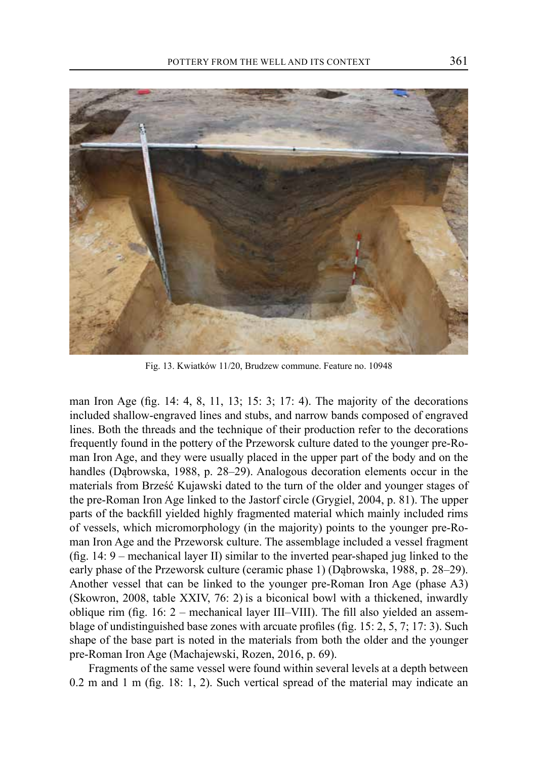Fig. 13. Kwiatków 11/20, Brudzew commune. Feature no. 10948

man Iron Age (fig. 14: 4, 8, 11, 13; 15: 3; 17: 4). The majority of the decorations included shallow-engraved lines and stubs, and narrow bands composed of engraved lines. Both the threads and the technique of their production refer to the decorations frequently found in the pottery of the Przeworsk culture dated to the younger pre-Roman Iron Age, and they were usually placed in the upper part of the body and on the handles (Dąbrowska, 1988, p. 28–29). Analogous decoration elements occur in the materials from Brześć Kujawski dated to the turn of the older and younger stages of the pre-Roman Iron Age linked to the Jastorf circle (Grygiel, 2004, p. 81). The upper parts of the backfill yielded highly fragmented material which mainly included rims of vessels, which micromorphology (in the majority) points to the younger pre-Roman Iron Age and the Przeworsk culture. The assemblage included a vessel fragment (fig. 14: 9 – mechanical layer II) similar to the inverted pear-shaped jug linked to the early phase of the Przeworsk culture (ceramic phase 1) (Dąbrowska, 1988, p. 28–29). Another vessel that can be linked to the younger pre-Roman Iron Age (phase A3) (Skowron, 2008, table XXIV, 76: 2) is a biconical bowl with a thickened, inwardly oblique rim (fig. 16: 2 – mechanical layer III–VIII). The fill also yielded an assemblage of undistinguished base zones with arcuate profiles (fig. 15: 2, 5, 7; 17: 3). Such shape of the base part is noted in the materials from both the older and the younger pre-Roman Iron Age (Machajewski, Rozen, 2016, p. 69).

Fragments of the same vessel were found within several levels at a depth between 0.2 m and 1 m (fig. 18: 1, 2). Such vertical spread of the material may indicate an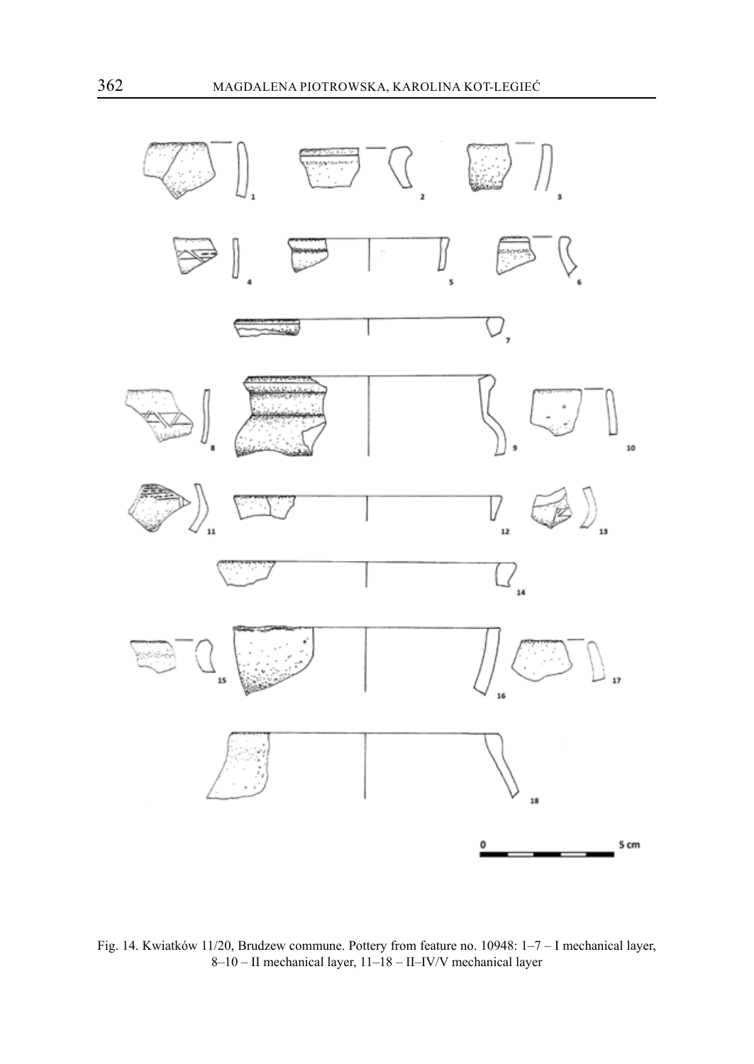Fig. 14. Kwiatków 11/20, Brudzew commune. Pottery from feature no. 10948: 1–7 – I mechanical layer, 8–10 – II mechanical layer, 11–18 – II–IV/V mechanical layer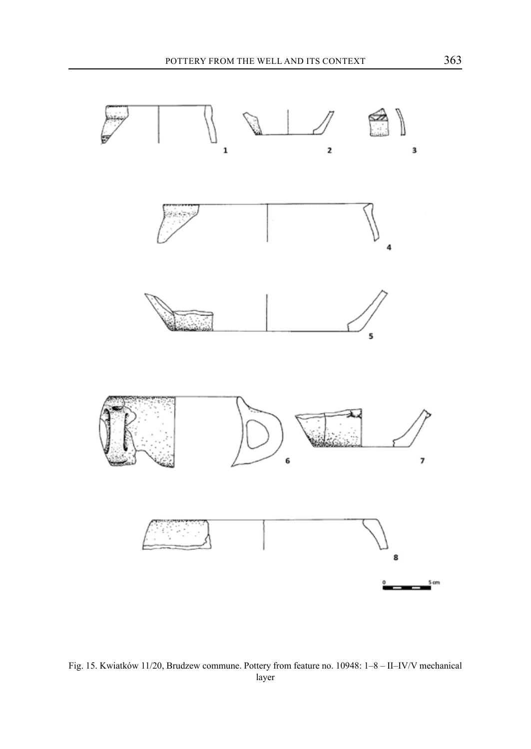Fig. 15. Kwiatków 11/20, Brudzew commune. Pottery from feature no. 10948: 1–8 – II–IV/V mechanical layer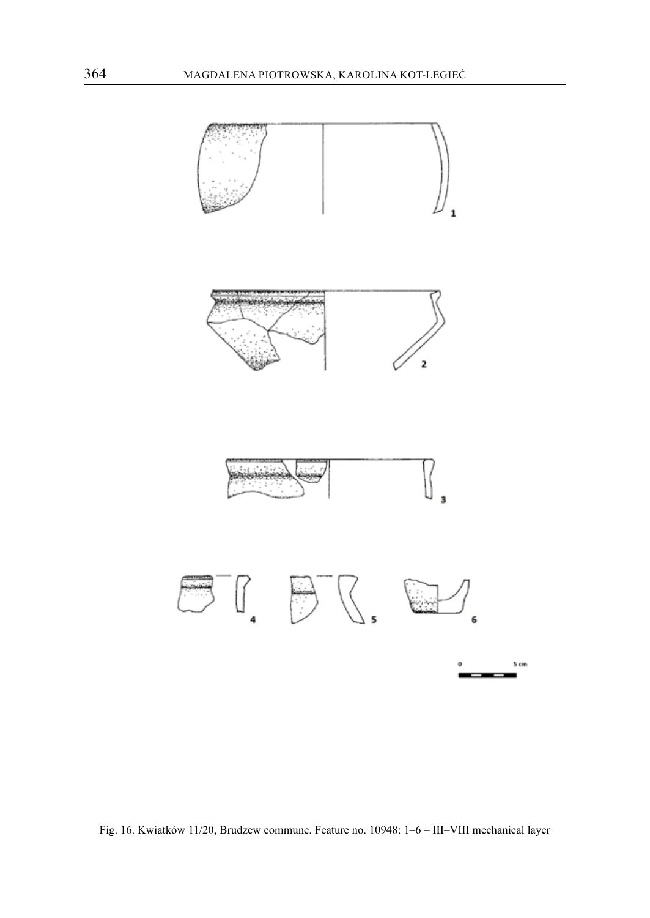Fig. 16. Kwiatków 11/20, Brudzew commune. Feature no. 10948: 1–6 – III–VIII mechanical layer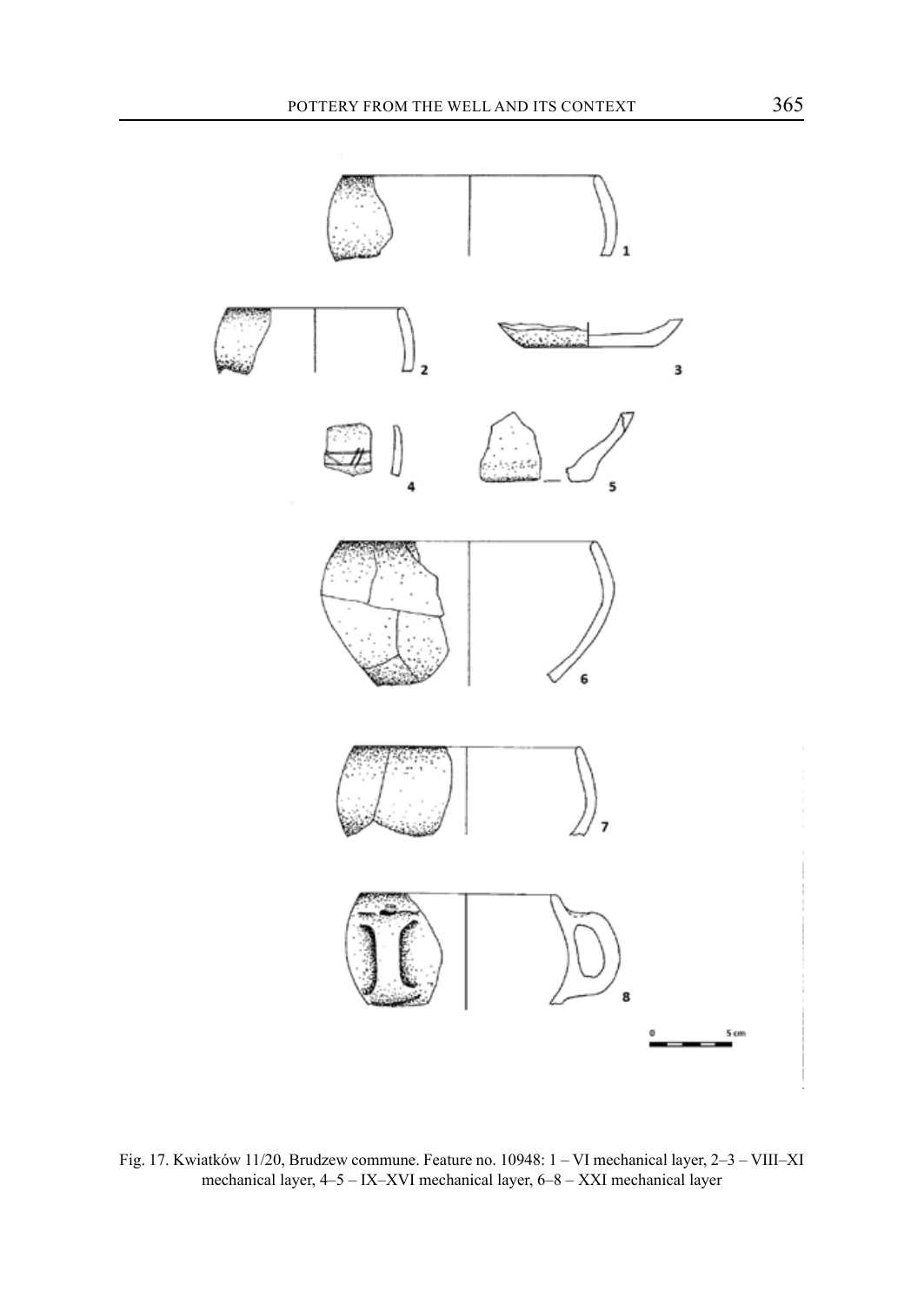Fig. 17. Kwiatków 11/20, Brudzew commune. Feature no. 10948: 1 – VI mechanical layer, 2–3 – VIII–XI mechanical layer, 4–5 – IX–XVI mechanical layer, 6–8 – XXI mechanical layer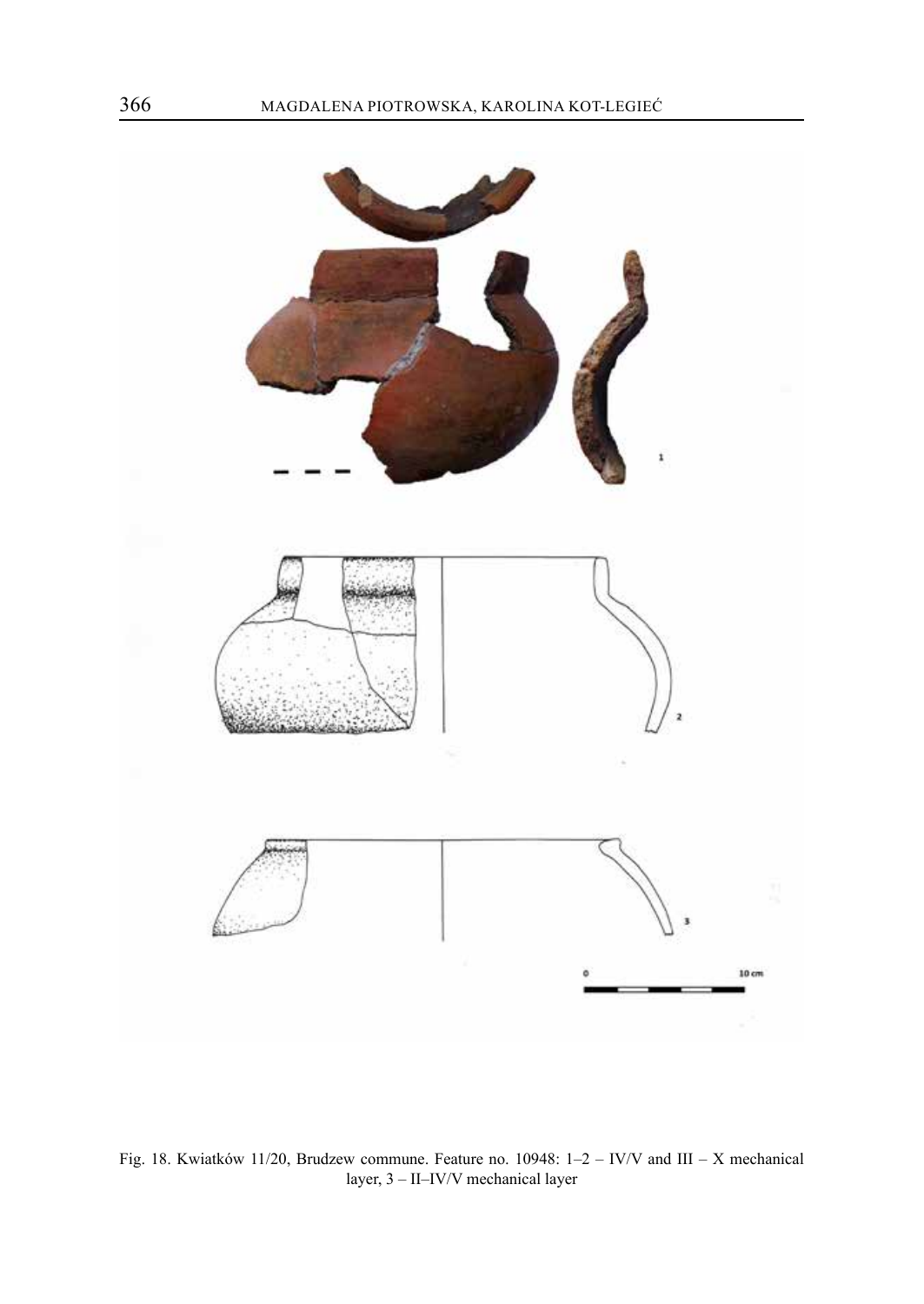Fig. 18. Kwiatków 11/20, Brudzew commune. Feature no. 10948: 1–2 – IV/V and III – X mechanical layer, 3 – II–IV/V mechanical layer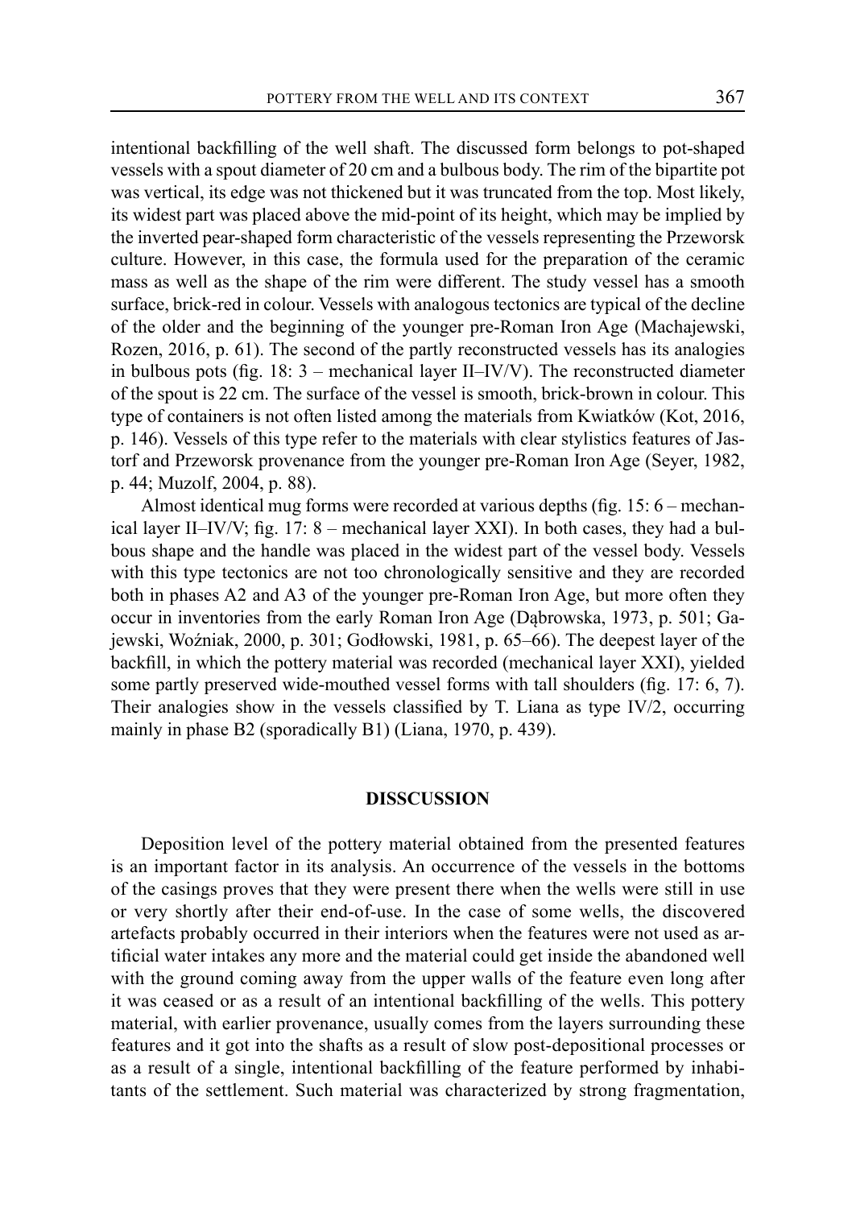intentional backfilling of the well shaft. The discussed form belongs to pot-shaped vessels with a spout diameter of 20 cm and a bulbous body. The rim of the bipartite pot was vertical, its edge was not thickened but it was truncated from the top. Most likely, its widest part was placed above the mid-point of its height, which may be implied by the inverted pear-shaped form characteristic of the vessels representing the Przeworsk culture. However, in this case, the formula used for the preparation of the ceramic mass as well as the shape of the rim were different. The study vessel has a smooth surface, brick-red in colour. Vessels with analogous tectonics are typical of the decline of the older and the beginning of the younger pre-Roman Iron Age (Machajewski, Rozen, 2016, p. 61). The second of the partly reconstructed vessels has its analogies in bulbous pots (fig. 18: 3 – mechanical layer II–IV/V). The reconstructed diameter of the spout is 22 cm. The surface of the vessel is smooth, brick-brown in colour. This type of containers is not often listed among the materials from Kwiatków (Kot, 2016, p. 146). Vessels of this type refer to the materials with clear stylistics features of Jastorf and Przeworsk provenance from the younger pre-Roman Iron Age (Seyer, 1982, p. 44; Muzolf, 2004, p. 88).

Almost identical mug forms were recorded at various depths (fig. 15: 6 – mechanical layer II–IV/V; fig. 17: 8 – mechanical layer XXI). In both cases, they had a bulbous shape and the handle was placed in the widest part of the vessel body. Vessels with this type tectonics are not too chronologically sensitive and they are recorded both in phases A2 and A3 of the younger pre-Roman Iron Age, but more often they occur in inventories from the early Roman Iron Age (Dąbrowska, 1973, p. 501; Gajewski, Woźniak, 2000, p. 301; Godłowski, 1981, p. 65–66). The deepest layer of the backfill, in which the pottery material was recorded (mechanical layer XXI), yielded some partly preserved wide-mouthed vessel forms with tall shoulders (fig. 17: 6, 7). Their analogies show in the vessels classified by T. Liana as type IV/2, occurring mainly in phase B2 (sporadically B1) (Liana, 1970, p. 439).

## DISSCUSSION

Deposition level of the pottery material obtained from the presented features is an important factor in its analysis. An occurrence of the vessels in the bottoms of the casings proves that they were present there when the wells were still in use or very shortly after their end-of-use. In the case of some wells, the discovered artefacts probably occurred in their interiors when the features were not used as artificial water intakes any more and the material could get inside the abandoned well with the ground coming away from the upper walls of the feature even long after it was ceased or as a result of an intentional backfilling of the wells. This pottery material, with earlier provenance, usually comes from the layers surrounding these features and it got into the shafts as a result of slow post-depositional processes or as a result of a single, intentional backfilling of the feature performed by inhabitants of the settlement. Such material was characterized by strong fragmentation,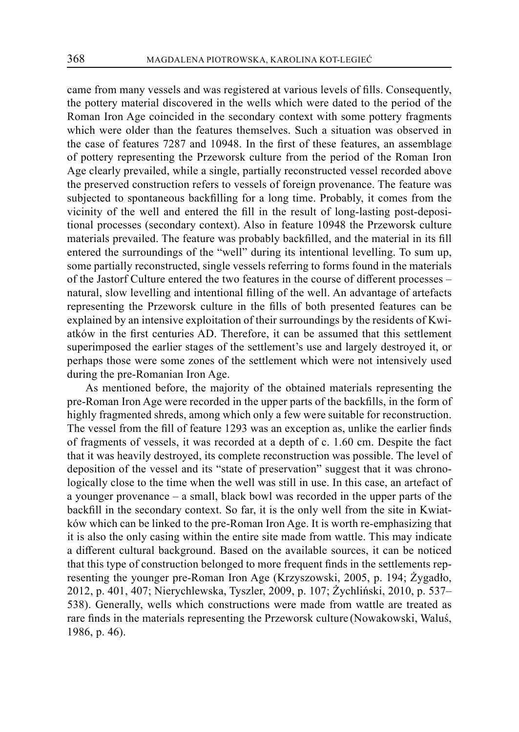came from many vessels and was registered at various levels of fills. Consequently, the pottery material discovered in the wells which were dated to the period of the Roman Iron Age coincided in the secondary context with some pottery fragments which were older than the features themselves. Such a situation was observed in the case of features 7287 and 10948. In the first of these features, an assemblage of pottery representing the Przeworsk culture from the period of the Roman Iron Age clearly prevailed, while a single, partially reconstructed vessel recorded above the preserved construction refers to vessels of foreign provenance. The feature was subjected to spontaneous backfilling for a long time. Probably, it comes from the vicinity of the well and entered the fill in the result of long-lasting post-depositional processes (secondary context). Also in feature 10948 the Przeworsk culture materials prevailed. The feature was probably backfilled, and the material in its fill entered the surroundings of the "well" during its intentional levelling. To sum up, some partially reconstructed, single vessels referring to forms found in the materials of the Jastorf Culture entered the two features in the course of different processes – natural, slow levelling and intentional filling of the well. An advantage of artefacts representing the Przeworsk culture in the fills of both presented features can be explained by an intensive exploitation of their surroundings by the residents of Kwiatków in the first centuries AD. Therefore, it can be assumed that this settlement superimposed the earlier stages of the settlement's use and largely destroyed it, or perhaps those were some zones of the settlement which were not intensively used during the pre-Romanian Iron Age.

As mentioned before, the majority of the obtained materials representing the pre-Roman Iron Age were recorded in the upper parts of the backfills, in the form of highly fragmented shreds, among which only a few were suitable for reconstruction. The vessel from the fill of feature 1293 was an exception as, unlike the earlier finds of fragments of vessels, it was recorded at a depth of c. 1.60 cm. Despite the fact that it was heavily destroyed, its complete reconstruction was possible. The level of deposition of the vessel and its "state of preservation" suggest that it was chronologically close to the time when the well was still in use. In this case, an artefact of a younger provenance – a small, black bowl was recorded in the upper parts of the backfill in the secondary context. So far, it is the only well from the site in Kwiatków which can be linked to the pre-Roman Iron Age. It is worth re-emphasizing that it is also the only casing within the entire site made from wattle. This may indicate a different cultural background. Based on the available sources, it can be noticed that this type of construction belonged to more frequent finds in the settlements representing the younger pre-Roman Iron Age (Krzyszowski, 2005, p. 194; Żygadło, 2012, p. 401, 407; Nierychlewska, Tyszler, 2009, p. 107; Żychliński, 2010, p. 537–538). Generally, wells which constructions were made from wattle are treated as rare finds in the materials representing the Przeworsk culture (Nowakowski, Waluś, 1986, p. 46).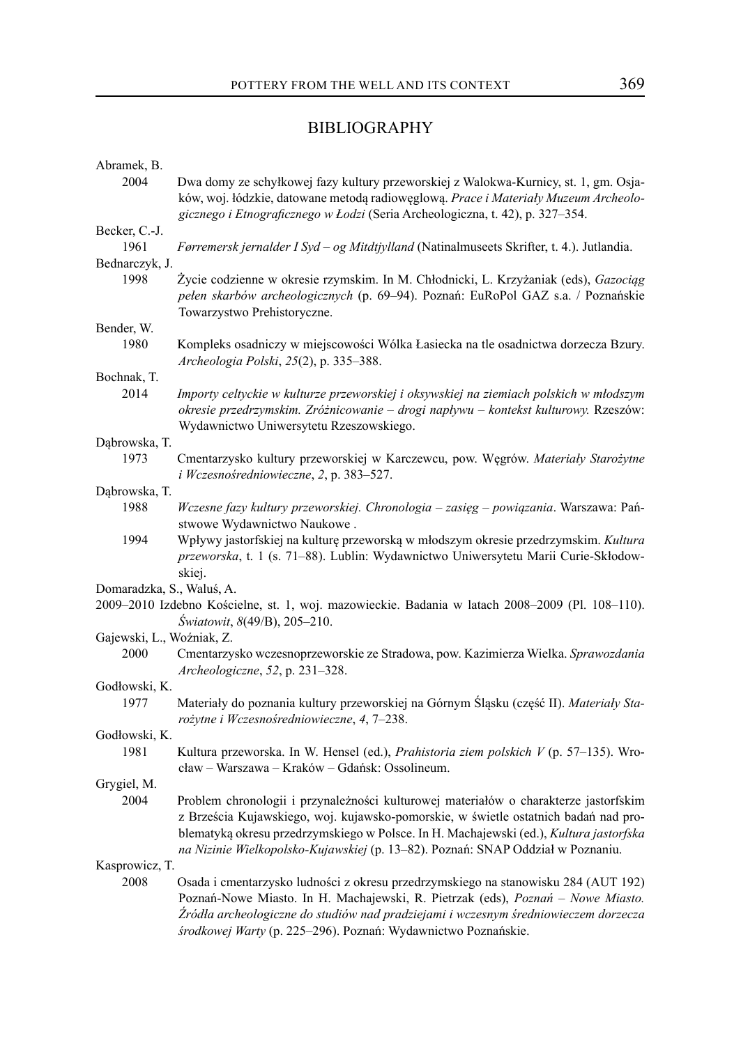# BIBLIOGRAPHY

Abramek, B.

2004 Dwa domy ze schyłkowej fazy kultury przeworskiej z Walokwa-Kurnicy, st. 1, gm. Osjaków, woj. łódzkie, datowane metodą radiowęglową. *Prace i Materiały Muzeum Archeologicznego i Etnograficznego w Łodzi* (Seria Archeologiczna, t. 42), p. 327–354.

Becker, C.-J.

1961 *Førremersk jernalder I Syd – og Mitdtjylland* (Natinalmuseets Skrifter, t. 4.). Jutlandia.

Bednarczyk, J.

1998 Życie codzienne w okresie rzymskim. In M. Chłodnicki, L. Krzyżaniak (eds), *Gazociąg pełen skarbów archeologicznych* (p. 69–94). Poznań: EuRoPol GAZ s.a. / Poznańskie Towarzystwo Prehistoryczne.

Bender, W.

1980 Kompleks osadniczy w miejscowości Wólka Łasiecka na tle osadnictwa dorzecza Bzury. *Archeologia Polski*, *25*(2), p. 335–388.

Bochnak, T.

2014 *Importy celtyckie w kulturze przeworskiej i oksywskiej na ziemiach polskich w młodszym okresie przedrzymskim. Zróżnicowanie – drogi napływu – kontekst kulturowy.* Rzeszów: Wydawnictwo Uniwersytetu Rzeszowskiego.

Dąbrowska, T.

1973 Cmentarzysko kultury przeworskiej w Karczewcu, pow. Węgrów. *Materiały Starożytne i Wczesnośredniowieczne*, *2*, p. 383–527.

Dąbrowska, T.

1988 *Wczesne fazy kultury przeworskiej. Chronologia – zasięg – powiązania*. Warszawa: Państwowe Wydawnictwo Naukowe .

1994 Wpływy jastorfskiej na kulturę przeworską w młodszym okresie przedrzymskim. *Kultura przeworska*, t. 1 (s. 71–88). Lublin: Wydawnictwo Uniwersytetu Marii Curie-Skłodowskiej.

Domaradzka, S., Waluś, A.

2009–2010 Izdebno Kościelne, st. 1, woj. mazowieckie. Badania w latach 2008–2009 (Pl. 108–110). *Światowit*, *8*(49/B), 205–210.

Gajewski, L., Woźniak, Z.

2000 Cmentarzysko wczesnoprzeworskie ze Stradowa, pow. Kazimierza Wielka. *Sprawozdania Archeologiczne*, *52*, p. 231–328.

Godłowski, K.

1977 Materiały do poznania kultury przeworskiej na Górnym Śląsku (część II). *Materiały Starożytne i Wczesnośredniowieczne*, *4*, 7–238.

Godłowski, K.

1981 Kultura przeworska. In W. Hensel (ed.), *Prahistoria ziem polskich V* (p. 57–135). Wrocław – Warszawa – Kraków – Gdańsk: Ossolineum.

Grygiel, M.

2004 Problem chronologii i przynależności kulturowej materiałów o charakterze jastorfskim z Brześcia Kujawskiego, woj. kujawsko-pomorskie, w świetle ostatnich badań nad problematyką okresu przedrzymskiego w Polsce. In H. Machajewski (ed.), *Kultura jastorfska na Nizinie Wielkopolsko-Kujawskiej* (p. 13–82). Poznań: SNAP Oddział w Poznaniu.

Kasprowicz, T.

2008 Osada i cmentarzysko ludności z okresu przedrzymskiego na stanowisku 284 (AUT 192) Poznań-Nowe Miasto. In H. Machajewski, R. Pietrzak (eds), *Poznań – Nowe Miasto. Źródła archeologiczne do studiów nad pradziejami i wczesnym średniowieczem dorzecza środkowej Warty* (p. 225–296). Poznań: Wydawnictwo Poznańskie.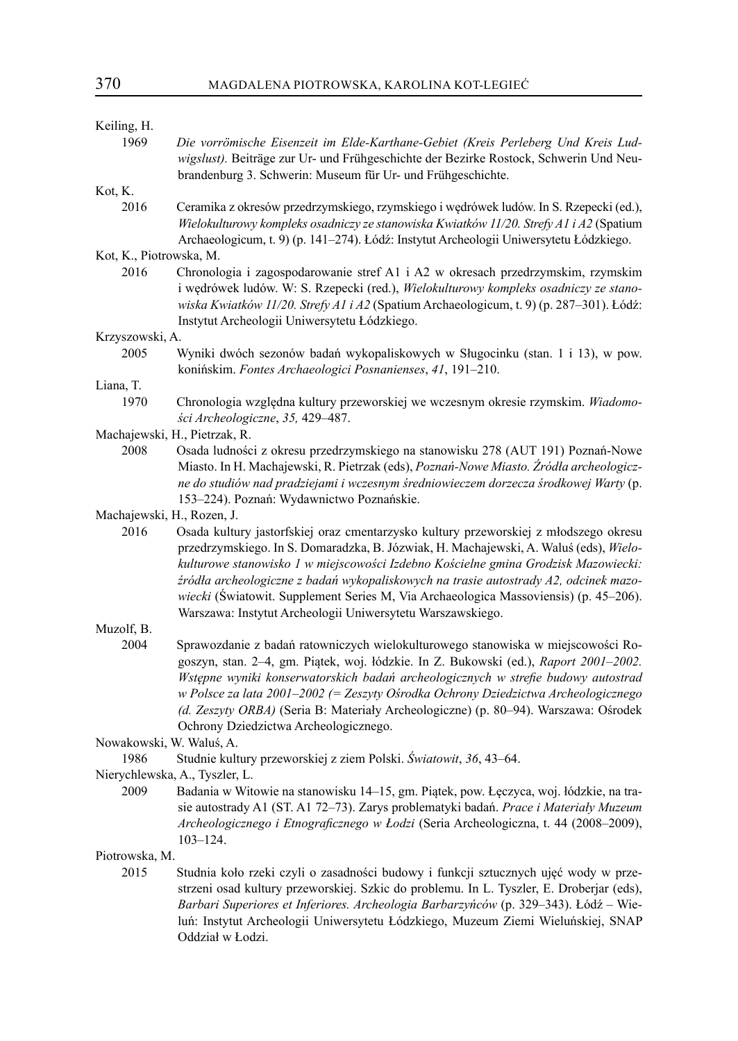Keiling, H.

1969 *Die vorrömische Eisenzeit im Elde-Karthane-Gebiet (Kreis Perleberg Und Kreis Ludwigslust).* Beiträge zur Ur- und Frühgeschichte der Bezirke Rostock, Schwerin Und Neubrandenburg 3. Schwerin: Museum für Ur- und Frühgeschichte.

Kot, K.

2016 Ceramika z okresów przedrzymskiego, rzymskiego i wędrówek ludów. In S. Rzepecki (ed.), *Wielokulturowy kompleks osadniczy ze stanowiska Kwiatków 11/20. Strefy A1 i A2* (Spatium Archaeologicum, t. 9) (p. 141–274). Łódź: Instytut Archeologii Uniwersytetu Łódzkiego.

Kot, K., Piotrowska, M.

2016 Chronologia i zagospodarowanie stref A1 i A2 w okresach przedrzymskim, rzymskim i wędrówek ludów. W: S. Rzepecki (red.), *Wielokulturowy kompleks osadniczy ze stanowiska Kwiatków 11/20. Strefy A1 i A2* (Spatium Archaeologicum, t. 9) (p. 287–301). Łódź: Instytut Archeologii Uniwersytetu Łódzkiego.

Krzyszowski, A.

2005 Wyniki dwóch sezonów badań wykopaliskowych w Sługocinku (stan. 1 i 13), w pow. konińskim. *Fontes Archaeologici Posnanienses*, *41*, 191–210.

Liana, T.

1970 Chronologia względna kultury przeworskiej we wczesnym okresie rzymskim. *Wiadomości Archeologiczne*, *35,* 429–487.

Machajewski, H., Pietrzak, R.

2008 Osada ludności z okresu przedrzymskiego na stanowisku 278 (AUT 191) Poznań-Nowe Miasto. In H. Machajewski, R. Pietrzak (eds), *Poznań-Nowe Miasto. Źródła archeologiczne do studiów nad pradziejami i wczesnym średniowieczem dorzecza środkowej Warty* (p. 153–224). Poznań: Wydawnictwo Poznańskie.

Machajewski, H., Rozen, J.

2016 Osada kultury jastorfskiej oraz cmentarzysko kultury przeworskiej z młodszego okresu przedrzymskiego. In S. Domaradzka, B. Józwiak, H. Machajewski, A. Waluś (eds), *Wielokulturowe stanowisko 1 w miejscowości Izdebno Kościelne gmina Grodzisk Mazowiecki: źródła archeologiczne z badań wykopaliskowych na trasie autostrady A2, odcinek mazowiecki* (Światowit. Supplement Series M, Via Archaeologica Massoviensis) (p. 45–206). Warszawa: Instytut Archeologii Uniwersytetu Warszawskiego.

Muzolf, B.

2004 Sprawozdanie z badań ratowniczych wielokulturowego stanowiska w miejscowości Rogoszyn, stan. 2–4, gm. Piątek, woj. łódzkie. In Z. Bukowski (ed.), *Raport 2001–2002. Wstępne wyniki konserwatorskich badań archeologicznych w strefie budowy autostrad w Polsce za lata 2001–2002 (= Zeszyty Ośrodka Ochrony Dziedzictwa Archeologicznego (d. Zeszyty ORBA)* (Seria B: Materiały Archeologiczne) (p. 80–94). Warszawa: Ośrodek Ochrony Dziedzictwa Archeologicznego.

Nowakowski, W. Waluś, A.

1986 Studnie kultury przeworskiej z ziem Polski. *Światowit*, *36*, 43–64.

Nierychlewska, A., Tyszler, L.

2009 Badania w Witowie na stanowisku 14–15, gm. Piątek, pow. Łęczyca, woj. łódzkie, na trasie autostrady A1 (ST. A1 72–73). Zarys problematyki badań. *Prace i Materiały Muzeum Archeologicznego i Etnograficznego w Łodzi* (Seria Archeologiczna, t. 44 (2008–2009), 103–124.

Piotrowska, M.

2015 Studnia koło rzeki czyli o zasadności budowy i funkcji sztucznych ujęć wody w przestrzeni osad kultury przeworskiej. Szkic do problemu. In L. Tyszler, E. Droberjar (eds), *Barbari Superiores et Inferiores. Archeologia Barbarzyńców* (p. 329–343). Łódź – Wieluń: Instytut Archeologii Uniwersytetu Łódzkiego, Muzeum Ziemi Wieluńskiej, SNAP Oddział w Łodzi.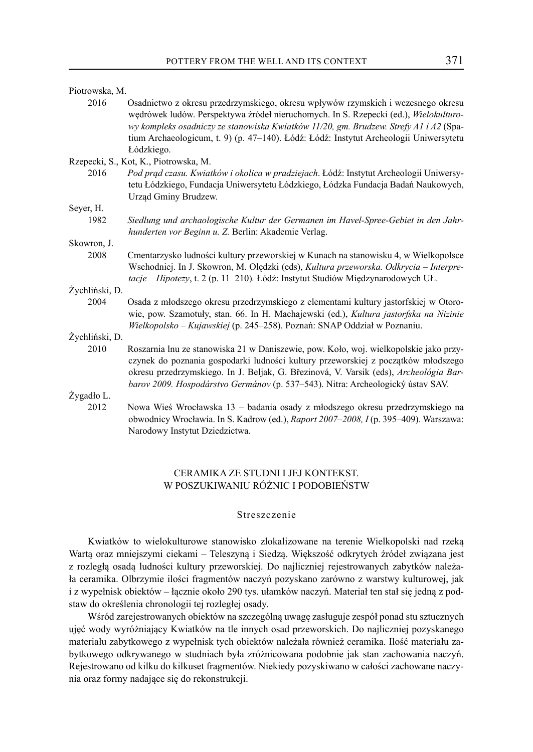Piotrowska, M.

2016 Osadnictwo z okresu przedrzymskiego, okresu wpływów rzymskich i wczesnego okresu wędrówek ludów. Perspektywa źródeł nieruchomych. In S. Rzepecki (ed.), *Wielokulturowy kompleks osadniczy ze stanowiska Kwiatków 11/20, gm. Brudzew. Strefy A1 i A2* (Spatium Archaeologicum, t. 9) (p. 47–140). Łódź: Łódź: Instytut Archeologii Uniwersytetu Łódzkiego.

Rzepecki, S., Kot, K., Piotrowska, M.

2016 *Pod prąd czasu. Kwiatków i okolica w pradziejach*. Łódź: Instytut Archeologii Uniwersytetu Łódzkiego, Fundacja Uniwersytetu Łódzkiego, Łódzka Fundacja Badań Naukowych, Urząd Gminy Brudzew.

Seyer, H.

1982 *Siedlung und archaologische Kultur der Germanen im Havel-Spree-Gebiet in den Jahrhunderten vor Beginn u. Z.* Berlin: Akademie Verlag.

Skowron, J.

2008 Cmentarzysko ludności kultury przeworskiej w Kunach na stanowisku 4, w Wielkopolsce Wschodniej. In J. Skowron, M. Olędzki (eds), *Kultura przeworska. Odkrycia – Interpretacje – Hipotezy*, t. 2 (p. 11–210). Łódź: Instytut Studiów Międzynarodowych UŁ.

Żychliński, D.

2004 Osada z młodszego okresu przedrzymskiego z elementami kultury jastorfskiej w Otorowie, pow. Szamotuły, stan. 66. In H. Machajewski (ed.), *Kultura jastorfska na Nizinie Wielkopolsko – Kujawskiej* (p. 245–258). Poznań: SNAP Oddział w Poznaniu.

Żychliński, D.

2010 Roszarnia lnu ze stanowiska 21 w Daniszewie, pow. Koło, woj. wielkopolskie jako przyczynek do poznania gospodarki ludności kultury przeworskiej z początków młodszego okresu przedrzymskiego. In J. Beljak, G. Březinová, V. Varsik (eds), *Archeológia Barbarov 2009. Hospodárstvo Germánov* (p. 537–543). Nitra: Archeologický ústav SAV.

Żygadło L.

2012 Nowa Wieś Wrocławska 13 – badania osady z młodszego okresu przedrzymskiego na obwodnicy Wrocławia. In S. Kadrow (ed.), *Raport 2007–2008, I* (p. 395–409). Warszawa: Narodowy Instytut Dziedzictwa.

## CERAMIKA ZE STUDNI I JEJ KONTEKST. W POSZUKIWANIU RÓŻNIC I PODOBIEŃSTW

### Streszczenie

Kwiatków to wielokulturowe stanowisko zlokalizowane na terenie Wielkopolski nad rzeką Wartą oraz mniejszymi ciekami – Teleszyną i Siedzą. Większość odkrytych źródeł związana jest z rozległą osadą ludności kultury przeworskiej. Do najliczniej rejestrowanych zabytków należała ceramika. Olbrzymie ilości fragmentów naczyń pozyskano zarówno z warstwy kulturowej, jak i z wypełnisk obiektów – łącznie około 290 tys. ułamków naczyń. Materiał ten stał się jedną z podstaw do określenia chronologii tej rozległej osady.

Wśród zarejestrowanych obiektów na szczególną uwagę zasługuje zespół ponad stu sztucznych ujęć wody wyróżniający Kwiatków na tle innych osad przeworskich. Do najliczniej pozyskanego materiału zabytkowego z wypełnisk tych obiektów należała również ceramika. Ilość materiału zabytkowego odkrywanego w studniach była zróżnicowana podobnie jak stan zachowania naczyń. Rejestrowano od kilku do kilkuset fragmentów. Niekiedy pozyskiwano w całości zachowane naczynia oraz formy nadające się do rekonstrukcji.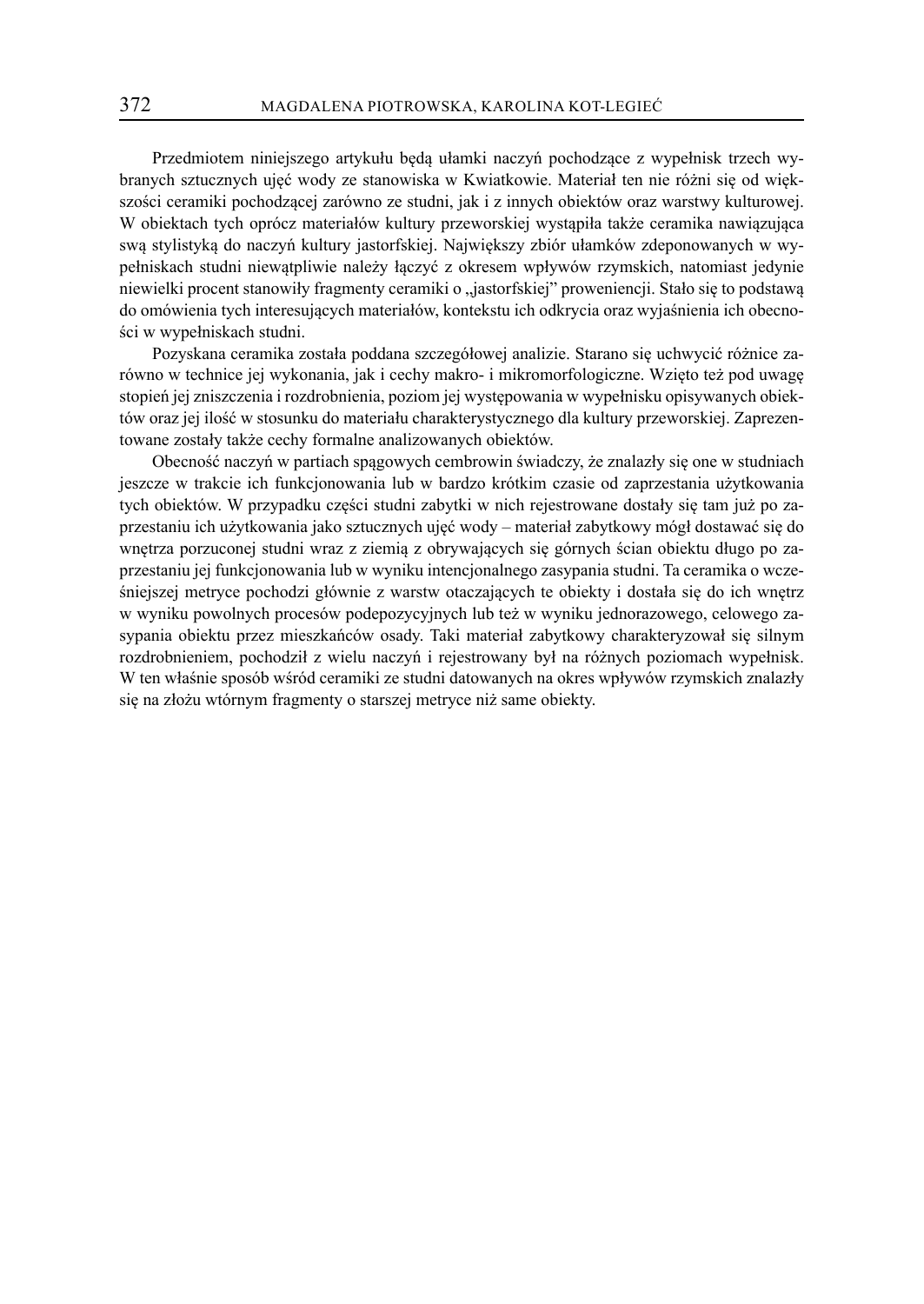Przedmiotem niniejszego artykułu będą ułamki naczyń pochodzące z wypełnisk trzech wybranych sztucznych ujęć wody ze stanowiska w Kwiatkowie. Materiał ten nie różni się od większości ceramiki pochodzącej zarówno ze studni, jak i z innych obiektów oraz warstwy kulturowej. W obiektach tych oprócz materiałów kultury przeworskiej wystąpiła także ceramika nawiązująca swą stylistyką do naczyń kultury jastorfskiej. Największy zbiór ułamków zdeponowanych w wypełniskach studni niewątpliwie należy łączyć z okresem wpływów rzymskich, natomiast jedynie niewielki procent stanowiły fragmenty ceramiki o „jastorfskiej" proweniencji. Stało się to podstawą do omówienia tych interesujących materiałów, kontekstu ich odkrycia oraz wyjaśnienia ich obecności w wypełniskach studni.

Pozyskana ceramika została poddana szczegółowej analizie. Starano się uchwycić różnice zarówno w technice jej wykonania, jak i cechy makro- i mikromorfologiczne. Wzięto też pod uwagę stopień jej zniszczenia i rozdrobnienia, poziom jej występowania w wypełnisku opisywanych obiektów oraz jej ilość w stosunku do materiału charakterystycznego dla kultury przeworskiej. Zaprezentowane zostały także cechy formalne analizowanych obiektów.

Obecność naczyń w partiach spągowych cembrowin świadczy, że znalazły się one w studniach jeszcze w trakcie ich funkcjonowania lub w bardzo krótkim czasie od zaprzestania użytkowania tych obiektów. W przypadku części studni zabytki w nich rejestrowane dostały się tam już po zaprzestaniu ich użytkowania jako sztucznych ujęć wody – materiał zabytkowy mógł dostawać się do wnętrza porzuconej studni wraz z ziemią z obrywających się górnych ścian obiektu długo po zaprzestaniu jej funkcjonowania lub w wyniku intencjonalnego zasypania studni. Ta ceramika o wcześniejszej metryce pochodzi głównie z warstw otaczających te obiekty i dostała się do ich wnętrz w wyniku powolnych procesów podepozycyjnych lub też w wyniku jednorazowego, celowego zasypania obiektu przez mieszkańców osady. Taki materiał zabytkowy charakteryzował się silnym rozdrobnieniem, pochodził z wielu naczyń i rejestrowany był na różnych poziomach wypełnisk. W ten właśnie sposób wśród ceramiki ze studni datowanych na okres wpływów rzymskich znalazły się na złożu wtórnym fragmenty o starszej metryce niż same obiekty.